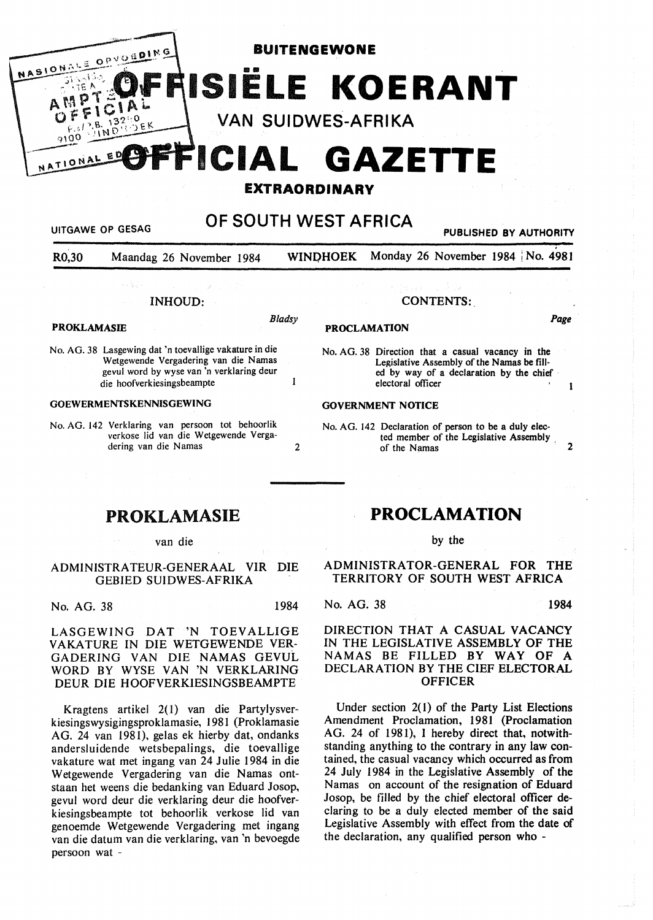# BUITENGEWONE OFFISIËLE KOERANT VAN SUIDWES-AFRIKA

# OFFICIAL GAZETTE EXTRAORDINARY OF SOUTH WEST AFRICA

UITGAWE OP GESAG — PUBLISHED BY AUTHORITY

R0,30 Maandag 26 November 1984 WINDHOEK Monday 26 November 1984 No. 4981

## INHOUD:

**PROKLAMASIE** *Bladsy*

No. AG. 38 Lasgewing dat 'n toevallige vakature in die Wetgewende Vergadering van die Namas gevul word by wyse van 'n verklaring deur die hoofverkiesingsbeampte 1

**GOEWERMENTSKENNISGEWING**

No. AG. 142 Verklaring van persoon tot behoorlik verkose lid van die Wetgewende Vergadering van die Namas 2

## CONTENTS:

**PROCLAMATION** *Page*

No. AG. 38 Direction that a casual vacancy in the Legislative Assembly of the Namas be filled by way of a declaration by the chief electoral officer 1

**GOVERNMENT NOTICE**

No. AG. 142 Declaration of person to be a duly elected member of the Legislative Assembly of the Namas 2

## PROKLAMASIE

van die

ADMINISTRATEUR-GENERAAL VIR DIE GEBIED SUIDWES-AFRIKA

No. AG. 38 1984

LASGEWING DAT 'N TOEVALLIGE VAKATURE IN DIE WETGEWENDE VERGADERING VAN DIE NAMAS GEVUL WORD BY WYSE VAN 'N VERKLARING DEUR DIE HOOFVERKIESINGSBEAMPTE

Kragtens artikel 2(1) van die Partylysverkiesingswysigingsproklamasie, 1981 (Proklamasie AG. 24 van 1981), gelas ek hierby dat, ondanks andersluidende wetsbepalings, die toevallige vakature wat met ingang van 24 Julie 1984 in die Wetgewende Vergadering van die Namas ontstaan het weens die bedanking van Eduard Josop, gevul word deur die verklaring deur die hoofverkiesingsbeampte tot behoorlik verkose lid van genoemde Wetgewende Vergadering met ingang van die datum van die verklaring, van 'n bevoegde persoon wat -

## PROCLAMATION

by the

ADMINISTRATOR-GENERAL FOR THE TERRITORY OF SOUTH WEST AFRICA

No. AG. 38 1984

DIRECTION THAT A CASUAL VACANCY IN THE LEGISLATIVE ASSEMBLY OF THE NAMAS BE FILLED BY WAY OF A DECLARATION BY THE CIEF ELECTORAL OFFICER

Under section 2(1) of the Party List Elections Amendment Proclamation, 1981 (Proclamation AG. 24 of 1981), I hereby direct that, notwithstanding anything to the contrary in any law contained, the casual vacancy which occurred as from 24 July 1984 in the Legislative Assembly of the Namas on account of the resignation of Eduard Josop, be filled by the chief electoral officer declaring to be a duly elected member of the said Legislative Assembly with effect from the date of the declaration, any qualified person who -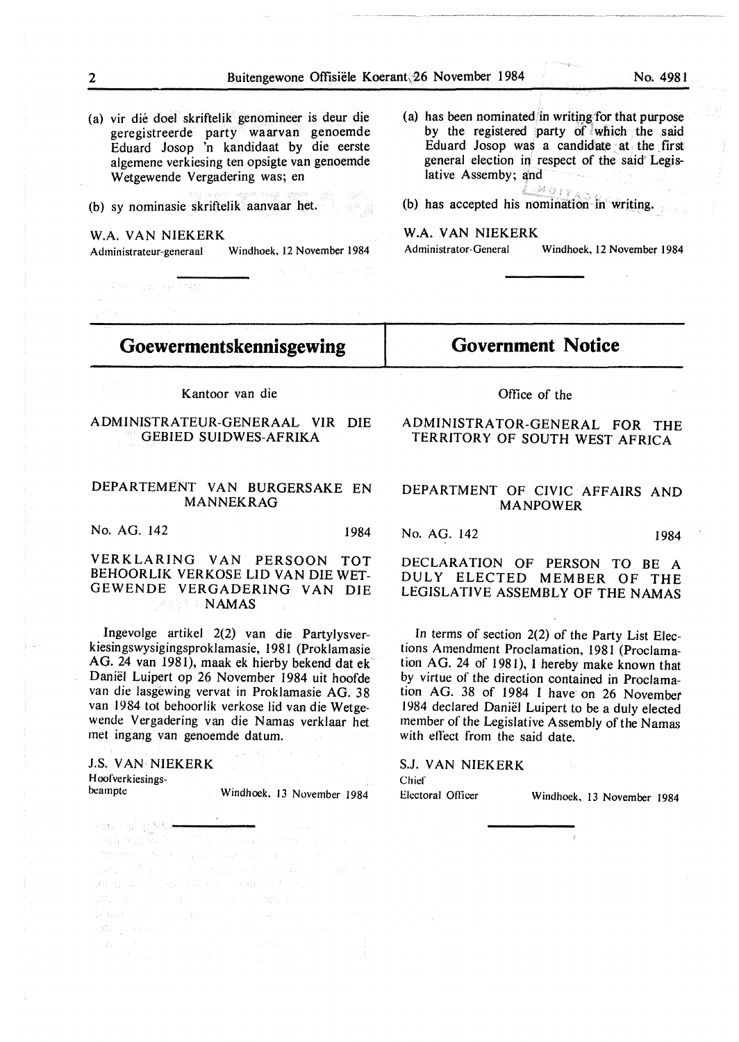(a) vir dié doel skriftelik genomineer is deur die geregistreerde party waarvan genoemde Eduard Josop 'n kandidaat by die eerste algemene verkiesing ten opsigte van genoemde Wetgewende Vergadering was; en

(b) sy nominasie skriftelik aanvaar het.

W.A. VAN NIEKERK
Administrateur-generaal — Windhoek, 12 November 1984

(a) has been nominated in writing for that purpose by the registered party of which the said Eduard Josop was a candidate at the first general election in respect of the said Legislative Assemby; and

(b) has accepted his nomination in writing.

W.A. VAN NIEKERK
Administrator-General — Windhoek, 12 November 1984

## Goewermentskennisgewing

Kantoor van die

ADMINISTRATEUR-GENERAAL VIR DIE GEBIED SUIDWES-AFRIKA

DEPARTEMENT VAN BURGERSAKE EN MANNEKRAG

No. AG. 142 — 1984

### VERKLARING VAN PERSOON TOT BEHOORLIK VERKOSE LID VAN DIE WETGEWENDE VERGADERING VAN DIE NAMAS

Ingevolge artikel 2(2) van die Partylysverkiesingswysigingsproklamasie, 1981 (Proklamasie AG. 24 van 1981), maak ek hierby bekend dat ek Daniël Luipert op 26 November 1984 uit hoofde van die lasgewing vervat in Proklamasie AG. 38 van 1984 tot behoorlik verkose lid van die Wetgewende Vergadering van die Namas verklaar het met ingang van genoemde datum.

J.S. VAN NIEKERK
Hoofverkiesingsbeampte — Windhoek, 13 November 1984

## Government Notice

Office of the

ADMINISTRATOR-GENERAL FOR THE TERRITORY OF SOUTH WEST AFRICA

DEPARTMENT OF CIVIC AFFAIRS AND MANPOWER

No. AG. 142 — 1984

### DECLARATION OF PERSON TO BE A DULY ELECTED MEMBER OF THE LEGISLATIVE ASSEMBLY OF THE NAMAS

In terms of section 2(2) of the Party List Elections Amendment Proclamation, 1981 (Proclamation AG. 24 of 1981), I hereby make known that by virtue of the direction contained in Proclamation AG. 38 of 1984 I have on 26 November 1984 declared Daniël Luipert to be a duly elected member of the Legislative Assembly of the Namas with effect from the said date.

S.J. VAN NIEKERK
Chief Electoral Officer — Windhoek, 13 November 1984